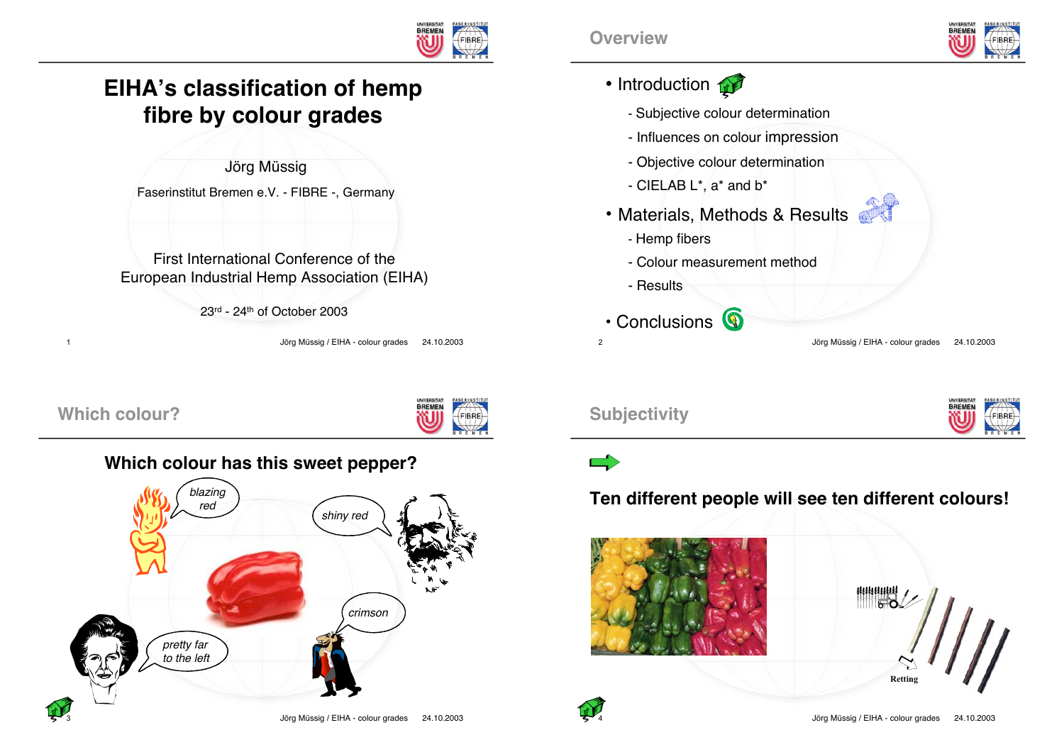# EIHA's classification of hemp fibre by colour grades

Jörg Müssig

Faserinstitut Bremen e.V. - FIBRE -, Germany

First International Conference of the European Industrial Hemp Association (EIHA)

23[rd] - 24[th] of October 2003

## Overview

- Introduction
  - Subjective colour determination
  - Influences on colour impression
  - Objective colour determination
  - CIELAB L*, a* and b*
- Materials, Methods & Results
  - Hemp fibers
  - Colour measurement method
  - Results
- Conclusions

## Which colour?

### Which colour has this sweet pepper?

blazing red

shiny red

crimson

pretty far to the left

## Subjectivity

### Ten different people will see ten different colours!

Retting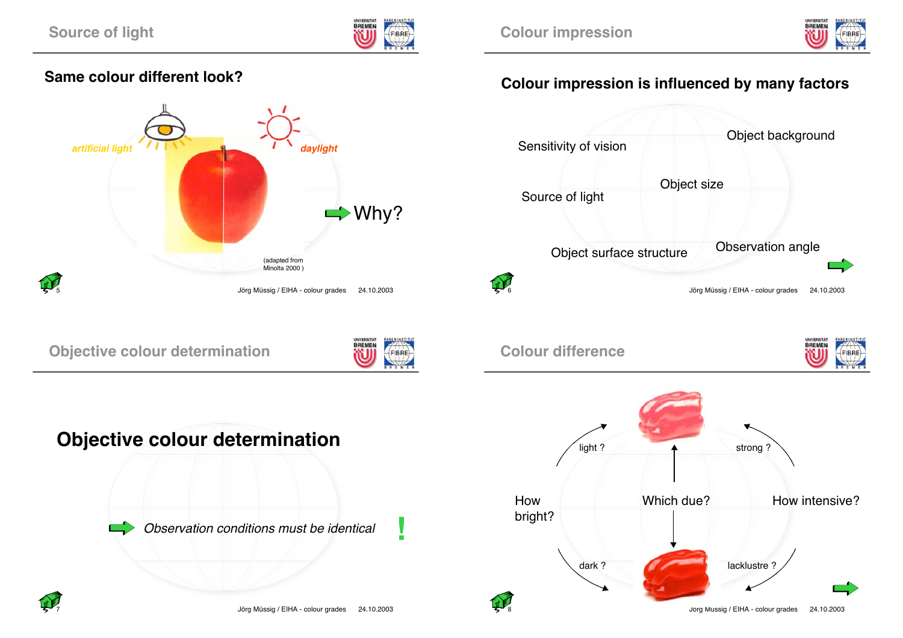## Source of light

### Same colour different look?

artificial light

daylight

Why?

(adapted from Minolta 2000 )

Jörg Müssig / EIHA - colour grades 24.10.2003

## Colour impression

### Colour impression is influenced by many factors

Sensitivity of vision

Object background

Object size

Source of light

Object surface structure

Observation angle

Jörg Müssig / EIHA - colour grades 24.10.2003

## Objective colour determination

# Objective colour determination

*Observation conditions must be identical* !

Jörg Müssig / EIHA - colour grades 24.10.2003

## Colour difference

light ?

strong ?

How bright?

Which due?

How intensive?

dark ?

lacklustre ?

Jorg Mussig / EIHA - colour grades 24.10.2003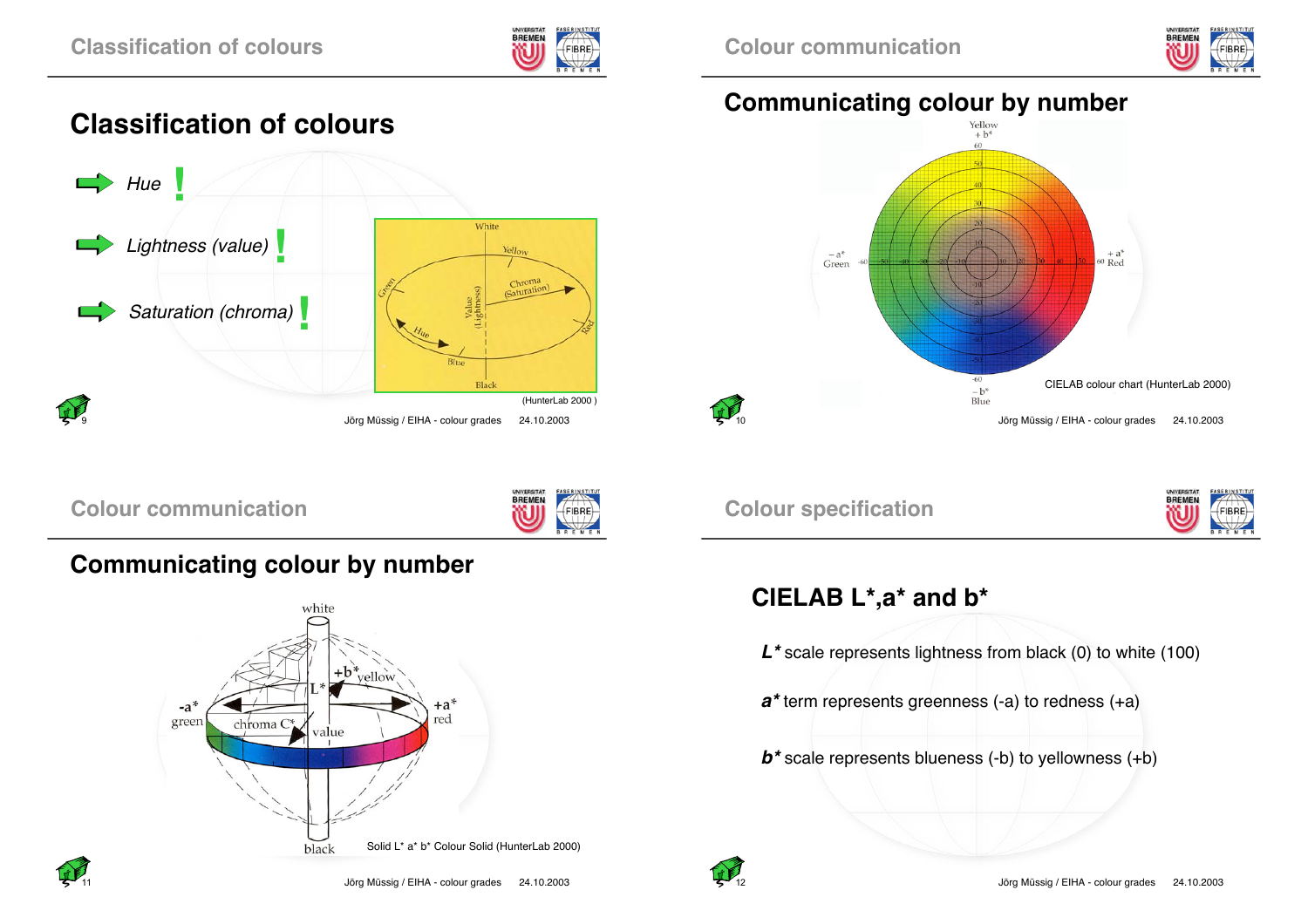## Classification of colours

- *Hue* !
- *Lightness (value)* !
- *Saturation (chroma)* !

White
Yellow
Green
Chroma (Saturation)
Value (Lightness)
Hue
Red
Blue
Black

(HunterLab 2000 )

## Communicating colour by number

Yellow
+ b*
60
50
40
30
20
10
– a*
Green
-60
-50
-40
-30
-20
-10
10
20
30
40
50
60
+ a*
Red
-10
-20
-30
-40
-50
-60
– b*
Blue

CIELAB colour chart (HunterLab 2000)

## Communicating colour by number

white
+b*
yellow
L*
-a*
green
+a*
red
chroma C*
value
black

Solid L* a* b* Colour Solid (HunterLab 2000)

## CIELAB L*,a* and b*

***L**** scale represents lightness from black (0) to white (100)

***a**** term represents greenness (-a) to redness (+a)

***b**** scale represents blueness (-b) to yellowness (+b)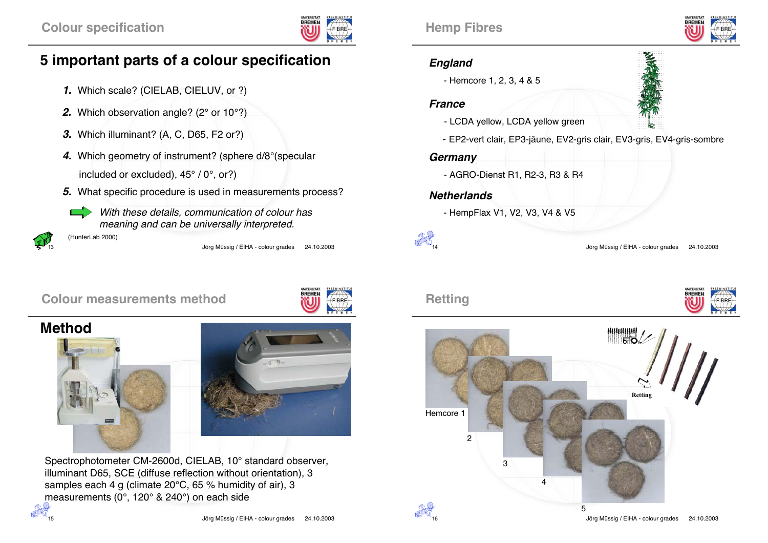## Colour specification

# 5 important parts of a colour specification

1. Which scale? (CIELAB, CIELUV, or ?)
2. Which observation angle? (2° or 10°?)
3. Which illuminant? (A, C, D65, F2 or?)
4. Which geometry of instrument? (sphere d/8°(specular included or excluded), 45° / 0°, or?)
5. What specific procedure is used in measurements process?

*With these details, communication of colour has meaning and can be universally interpreted.*

(HunterLab 2000)

## Hemp Fibres

### *England*

- Hemcore 1, 2, 3, 4 & 5

### *France*

- LCDA yellow, LCDA yellow green
- EP2-vert clair, EP3-jâune, EV2-gris clair, EV3-gris, EV4-gris-sombre

### *Germany*

- AGRO-Dienst R1, R2-3, R3 & R4

### *Netherlands*

- HempFlax V1, V2, V3, V4 & V5

## Colour measurements method

# Method

Spectrophotometer CM-2600d, CIELAB, 10° standard observer, illuminant D65, SCE (diffuse reflection without orientation), 3 samples each 4 g (climate 20°C, 65 % humidity of air), 3 measurements (0°, 120° & 240°) on each side

## Retting

Hemcore 1

2

3

4

5

Retting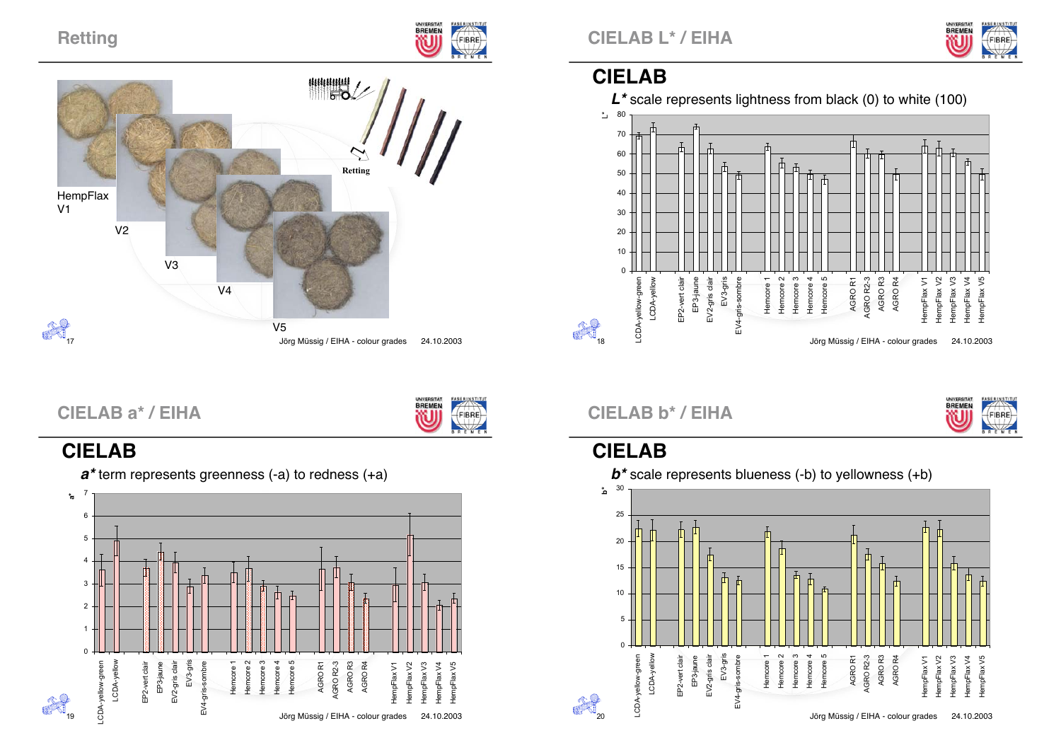## Retting

HempFlax V1

V2

V3

V4

V5

Retting

Jörg Müssig / EIHA - colour grades 24.10.2003

## CIELAB L* / EIHA

# CIELAB

***L**** scale represents lightness from black (0) to white (100)

L*

80
70
60
50
40
30
20
10
0

LCDA-yellow-green
LCDA-yellow
EP2-vert clair
EP3-jaune
EV2-gris clair
EV3-gris
EV4-gris-sombre
Hemcore 1
Hemcore 2
Hemcore 3
Hemcore 4
Hemcore 5
AGRO R1
AGRO R2-3
AGRO R3
AGRO R4
HempFlax V1
HempFlax V2
HempFlax V3
HempFlax V4
HempFlax V5

Jörg Müssig / EIHA - colour grades 24.10.2003

## CIELAB a* / EIHA

# CIELAB

***a**** term represents greenness (-a) to redness (+a)

a*

7
6
5
4
3
2
1
0

LCDA-yellow-green
LCDA-yellow
EP2-vert clair
EP3-jaune
EV2-gris clair
EV3-gris
EV4-gris-sombre
Hemcore 1
Hemcore 2
Hemcore 3
Hemcore 4
Hemcore 5
AGRO R1
AGRO R2-3
AGRO R3
AGRO R4
HempFlax V1
HempFlax V2
HempFlax V3
HempFlax V4
HempFlax V5

Jörg Müssig / EIHA - colour grades 24.10.2003

## CIELAB b* / EIHA

# CIELAB

***b**** scale represents blueness (-b) to yellowness (+b)

b*

30
25
20
15
10
5
0

LCDA-yellow-green
LCDA-yellow
EP2-vert clair
EP3-jaune
EV2-gris clair
EV3-gris
EV4-gris-sombre
Hemcore 1
Hemcore 2
Hemcore 3
Hemcore 4
Hemcore 5
AGRO R1
AGRO R2-3
AGRO R3
AGRO R4
HempFlax V1
HempFlax V2
HempFlax V3
HempFlax V4
HempFlax V5

Jörg Müssig / EIHA - colour grades 24.10.2003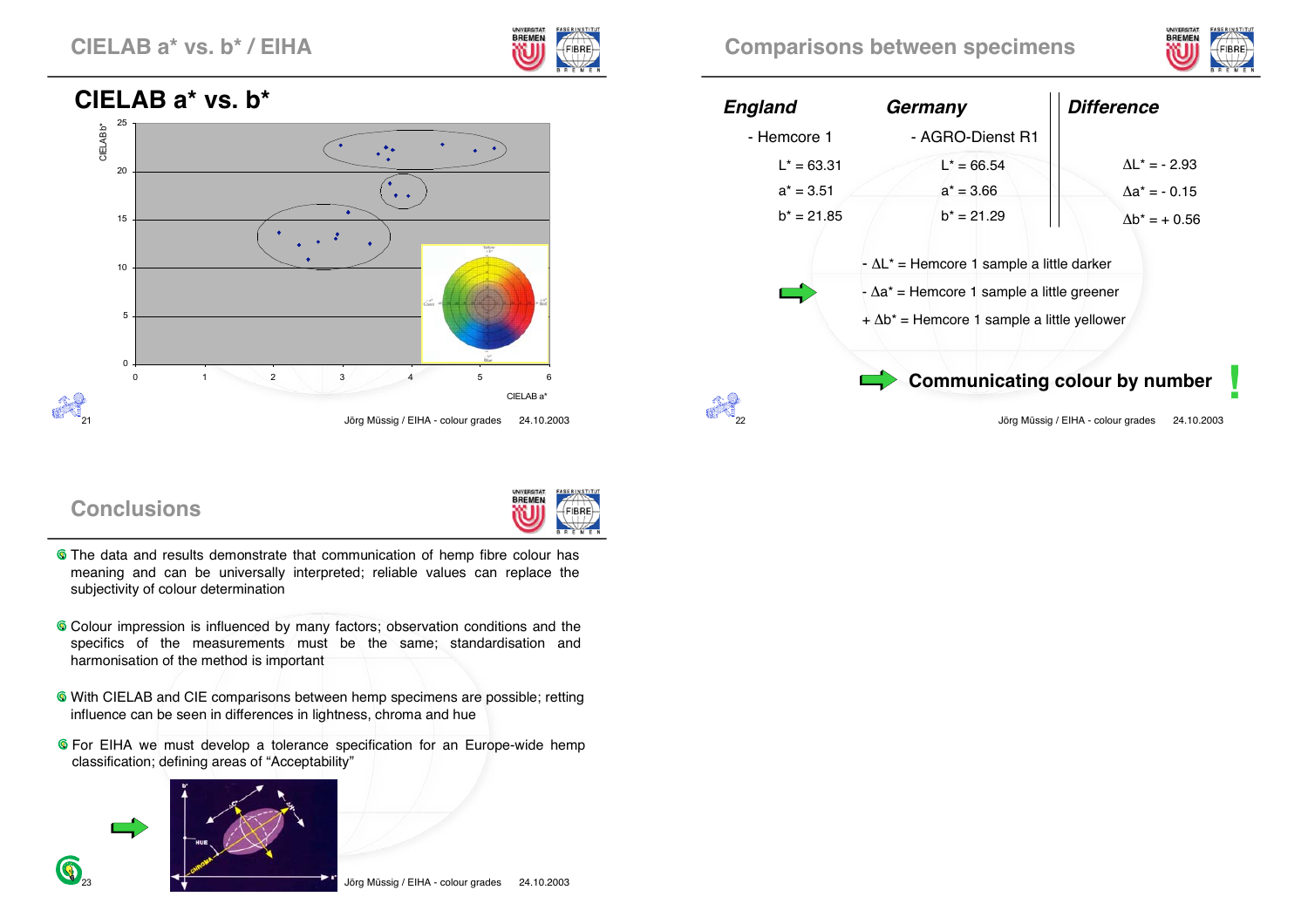## CIELAB a* vs. b* / EIHA

### CIELAB a* vs. b*

CIELAB b*

25
20
15
10
5
0

0 1 2 3 4 5 6

CIELAB a*

Jörg Müssig / EIHA - colour grades 24.10.2003

## Comparisons between specimens

| *England* | *Germany* | *Difference* |
|---|---|---|
| - Hemcore 1 | - AGRO-Dienst R1 | |
| L* = 63.31 | L* = 66.54 | ΔL* = - 2.93 |
| a* = 3.51 | a* = 3.66 | Δa* = - 0.15 |
| b* = 21.85 | b* = 21.29 | Δb* = + 0.56 |

- ΔL* = Hemcore 1 sample a little darker

- Δa* = Hemcore 1 sample a little greener

+ Δb* = Hemcore 1 sample a little yellower

**Communicating colour by number !**

Jörg Müssig / EIHA - colour grades 24.10.2003

## Conclusions

- The data and results demonstrate that communication of hemp fibre colour has meaning and can be universally interpreted; reliable values can replace the subjectivity of colour determination
- Colour impression is influenced by many factors; observation conditions and the specifics of the measurements must be the same; standardisation and harmonisation of the method is important
- With CIELAB and CIE comparisons between hemp specimens are possible; retting influence can be seen in differences in lightness, chroma and hue
- For EIHA we must develop a tolerance specification for an Europe-wide hemp classification; defining areas of "Acceptability"

Jörg Müssig / EIHA - colour grades 24.10.2003